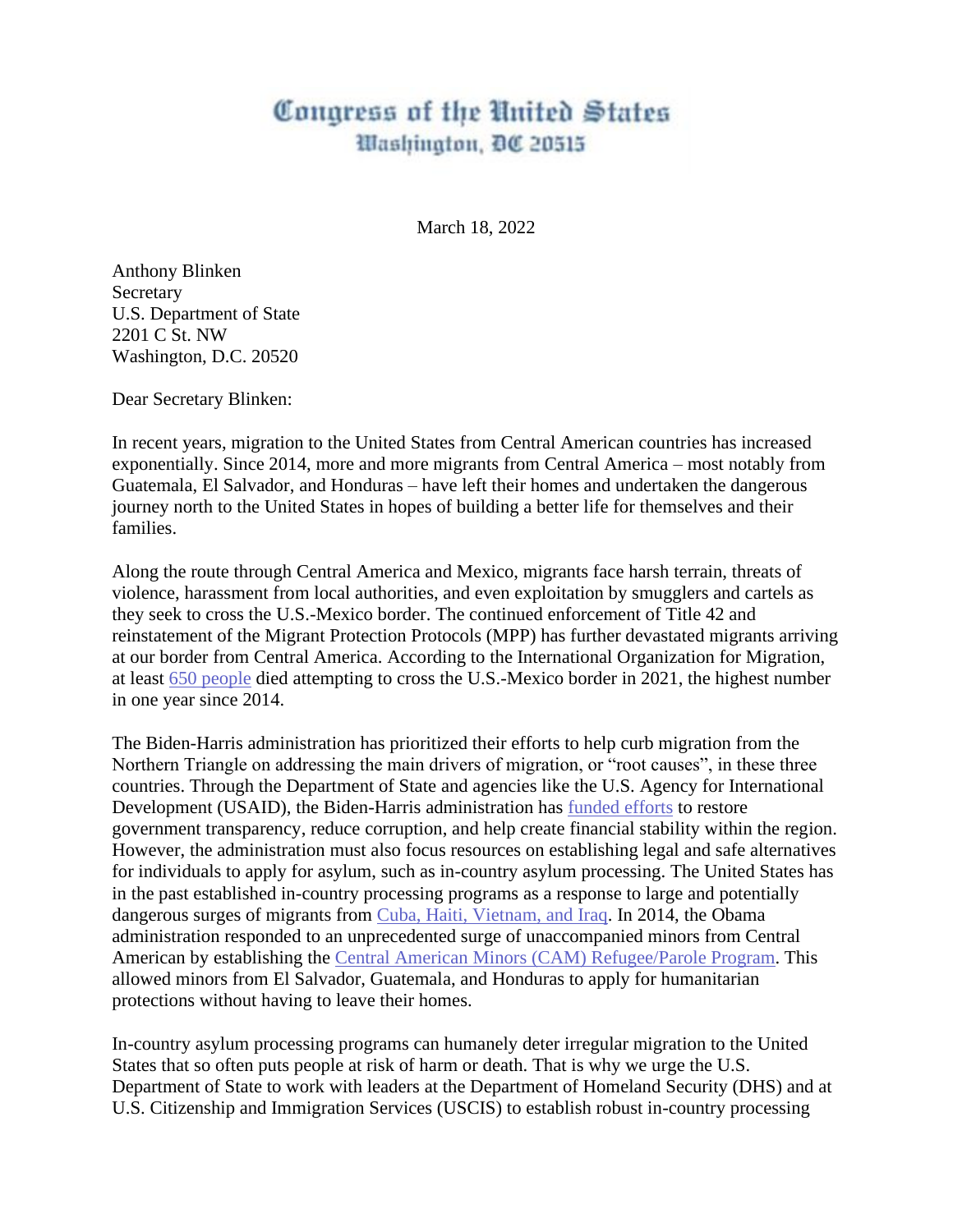# Congress of the United States
## Washington, DC 20515

March 18, 2022

Anthony Blinken
Secretary
U.S. Department of State
2201 C St. NW
Washington, D.C. 20520

Dear Secretary Blinken:

In recent years, migration to the United States from Central American countries has increased exponentially. Since 2014, more and more migrants from Central America – most notably from Guatemala, El Salvador, and Honduras – have left their homes and undertaken the dangerous journey north to the United States in hopes of building a better life for themselves and their families.

Along the route through Central America and Mexico, migrants face harsh terrain, threats of violence, harassment from local authorities, and even exploitation by smugglers and cartels as they seek to cross the U.S.-Mexico border. The continued enforcement of Title 42 and reinstatement of the Migrant Protection Protocols (MPP) has further devastated migrants arriving at our border from Central America. According to the International Organization for Migration, at least [650 people] died attempting to cross the U.S.-Mexico border in 2021, the highest number in one year since 2014.

The Biden-Harris administration has prioritized their efforts to help curb migration from the Northern Triangle on addressing the main drivers of migration, or "root causes", in these three countries. Through the Department of State and agencies like the U.S. Agency for International Development (USAID), the Biden-Harris administration has [funded efforts] to restore government transparency, reduce corruption, and help create financial stability within the region. However, the administration must also focus resources on establishing legal and safe alternatives for individuals to apply for asylum, such as in-country asylum processing. The United States has in the past established in-country processing programs as a response to large and potentially dangerous surges of migrants from [Cuba, Haiti, Vietnam, and Iraq]. In 2014, the Obama administration responded to an unprecedented surge of unaccompanied minors from Central American by establishing the [Central American Minors (CAM) Refugee/Parole Program]. This allowed minors from El Salvador, Guatemala, and Honduras to apply for humanitarian protections without having to leave their homes.

In-country asylum processing programs can humanely deter irregular migration to the United States that so often puts people at risk of harm or death. That is why we urge the U.S. Department of State to work with leaders at the Department of Homeland Security (DHS) and at U.S. Citizenship and Immigration Services (USCIS) to establish robust in-country processing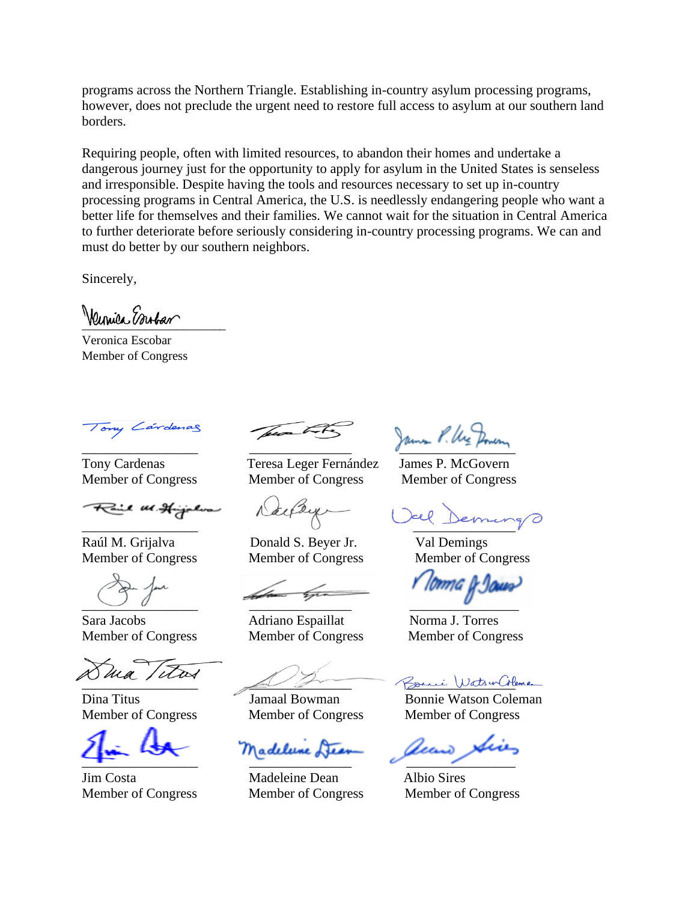programs across the Northern Triangle. Establishing in-country asylum processing programs, however, does not preclude the urgent need to restore full access to asylum at our southern land borders.

Requiring people, often with limited resources, to abandon their homes and undertake a dangerous journey just for the opportunity to apply for asylum in the United States is senseless and irresponsible. Despite having the tools and resources necessary to set up in-country processing programs in Central America, the U.S. is needlessly endangering people who want a better life for themselves and their families. We cannot wait for the situation in Central America to further deteriorate before seriously considering in-country processing programs. We can and must do better by our southern neighbors.

Sincerely,

Veronica Escobar
Member of Congress

Tony Cardenas
Member of Congress

Teresa Leger Fernández
Member of Congress

James P. McGovern
Member of Congress

Raúl M. Grijalva
Member of Congress

Donald S. Beyer Jr.
Member of Congress

Val Demings
Member of Congress

Sara Jacobs
Member of Congress

Adriano Espaillat
Member of Congress

Norma J. Torres
Member of Congress

Dina Titus
Member of Congress

Jamaal Bowman
Member of Congress

Bonnie Watson Coleman
Member of Congress

Jim Costa
Member of Congress

Madeleine Dean
Member of Congress

Albio Sires
Member of Congress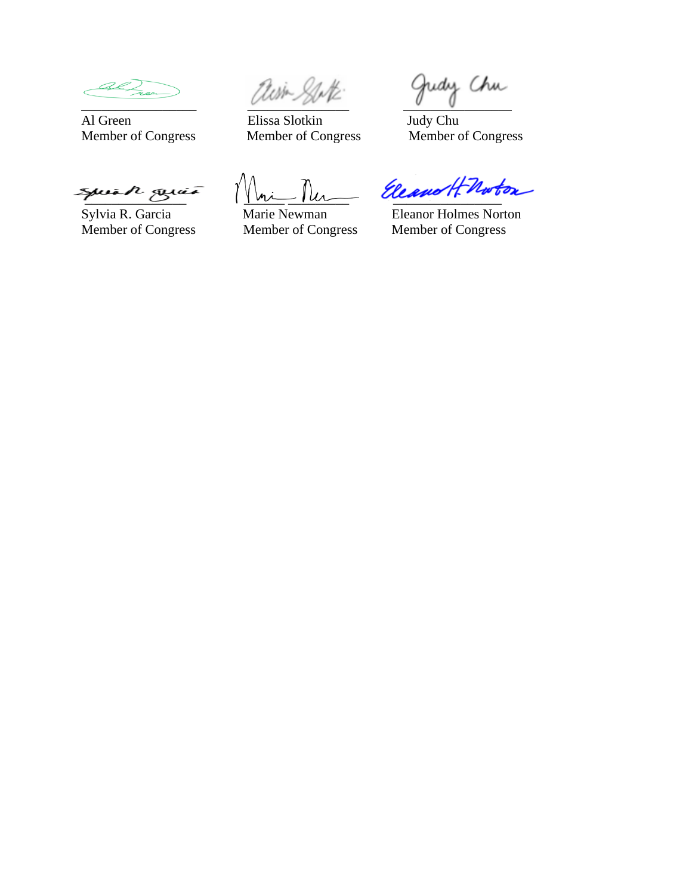| | | |
|---|---|---|
| Al Green<br>Member of Congress | Elissa Slotkin<br>Member of Congress | Judy Chu<br>Member of Congress |
| Sylvia R. Garcia<br>Member of Congress | Marie Newman<br>Member of Congress | Eleanor Holmes Norton<br>Member of Congress |